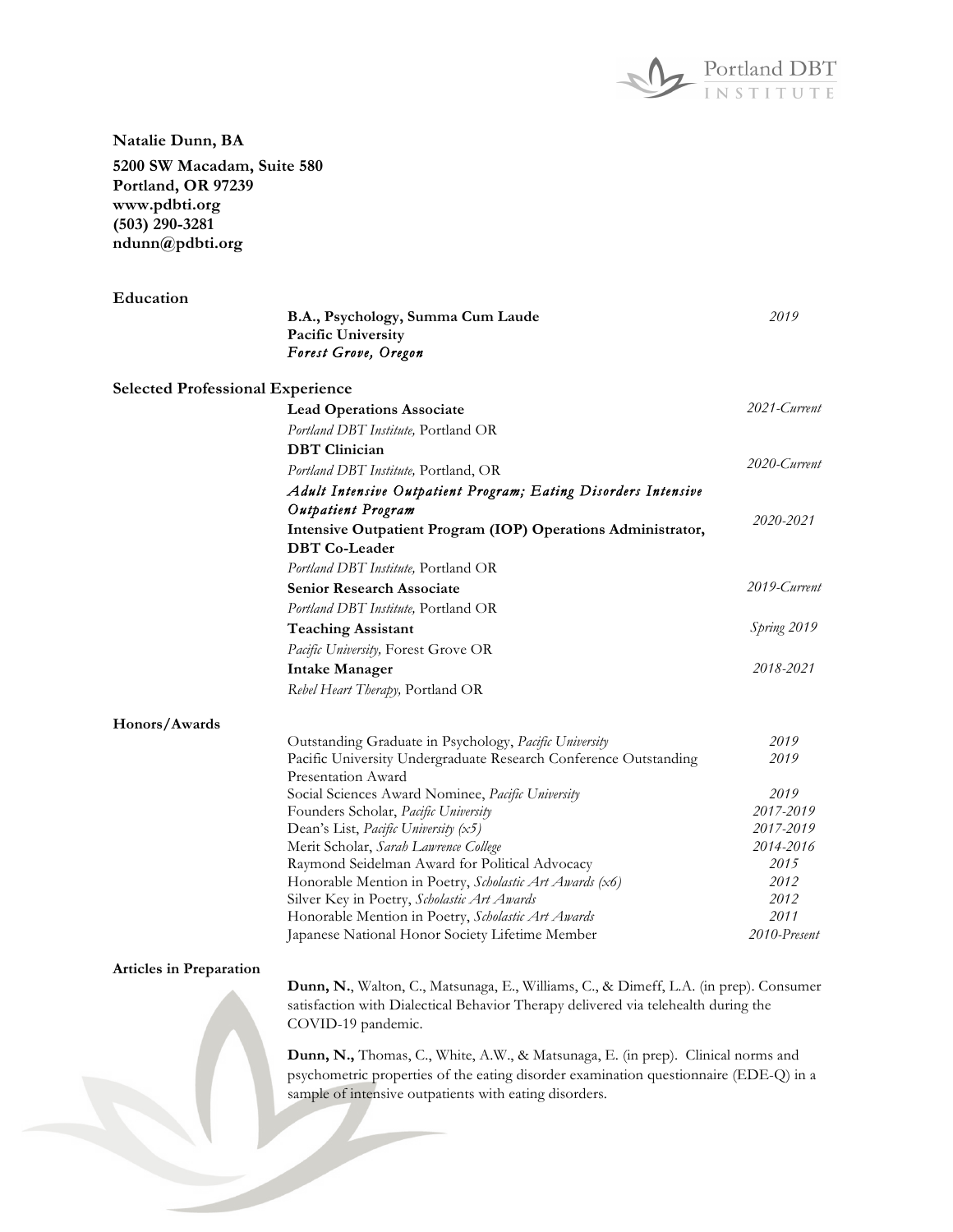Portland DBT INSTITUTE

**Natalie Dunn, BA**

**5200 SW Macadam, Suite 580**
**Portland, OR 97239**
**www.pdbti.org**
**(503) 290-3281**
**ndunn@pdbti.org**

## Education

**B.A., Psychology, Summa Cum Laude** — *2019*
**Pacific University**
*Forest Grove, Oregon*

## Selected Professional Experience

**Lead Operations Associate** — *2021-Current*
*Portland DBT Institute,* Portland OR

**DBT Clinician** — *2020-Current*
*Portland DBT Institute,* Portland, OR

*Adult Intensive Outpatient Program; Eating Disorders Intensive Outpatient Program*
**Intensive Outpatient Program (IOP) Operations Administrator, DBT Co-Leader** — *2020-2021*
*Portland DBT Institute,* Portland OR

**Senior Research Associate** — *2019-Current*
*Portland DBT Institute,* Portland OR

**Teaching Assistant** — *Spring 2019*
*Pacific University,* Forest Grove OR

**Intake Manager** — *2018-2021*
*Rebel Heart Therapy,* Portland OR

## Honors/Awards

| Award | Year |
|---|---|
| Outstanding Graduate in Psychology, *Pacific University* | 2019 |
| Pacific University Undergraduate Research Conference Outstanding Presentation Award | 2019 |
| Social Sciences Award Nominee, *Pacific University* | 2019 |
| Founders Scholar, *Pacific University* | 2017-2019 |
| Dean's List, *Pacific University (x5)* | 2017-2019 |
| Merit Scholar, *Sarah Lawrence College* | 2014-2016 |
| Raymond Seidelman Award for Political Advocacy | 2015 |
| Honorable Mention in Poetry, *Scholastic Art Awards (x6)* | 2012 |
| Silver Key in Poetry, *Scholastic Art Awards* | 2012 |
| Honorable Mention in Poetry, *Scholastic Art Awards* | 2011 |
| Japanese National Honor Society Lifetime Member | 2010-Present |

## Articles in Preparation

**Dunn, N.**, Walton, C., Matsunaga, E., Williams, C., & Dimeff, L.A. (in prep). Consumer satisfaction with Dialectical Behavior Therapy delivered via telehealth during the COVID-19 pandemic.

**Dunn, N.,** Thomas, C., White, A.W., & Matsunaga, E. (in prep). Clinical norms and psychometric properties of the eating disorder examination questionnaire (EDE-Q) in a sample of intensive outpatients with eating disorders.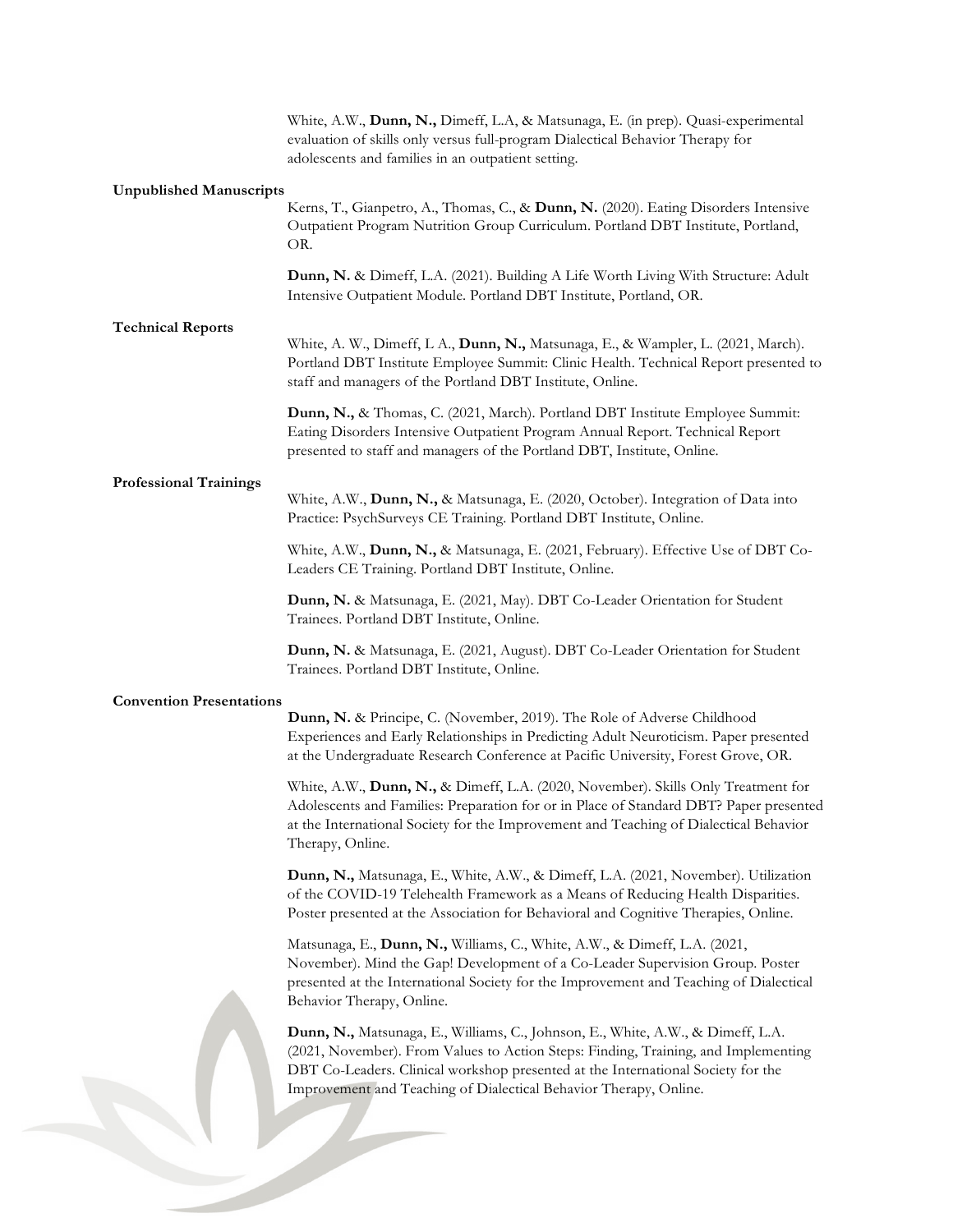White, A.W., **Dunn, N.,** Dimeff, L.A, & Matsunaga, E. (in prep). Quasi-experimental evaluation of skills only versus full-program Dialectical Behavior Therapy for adolescents and families in an outpatient setting.

**Unpublished Manuscripts**

Kerns, T., Gianpetro, A., Thomas, C., & **Dunn, N.** (2020). Eating Disorders Intensive Outpatient Program Nutrition Group Curriculum. Portland DBT Institute, Portland, OR.

**Dunn, N.** & Dimeff, L.A. (2021). Building A Life Worth Living With Structure: Adult Intensive Outpatient Module. Portland DBT Institute, Portland, OR.

**Technical Reports**

White, A. W., Dimeff, L A., **Dunn, N.,** Matsunaga, E., & Wampler, L. (2021, March). Portland DBT Institute Employee Summit: Clinic Health. Technical Report presented to staff and managers of the Portland DBT Institute, Online.

**Dunn, N.,** & Thomas, C. (2021, March). Portland DBT Institute Employee Summit: Eating Disorders Intensive Outpatient Program Annual Report. Technical Report presented to staff and managers of the Portland DBT, Institute, Online.

**Professional Trainings**

White, A.W., **Dunn, N.,** & Matsunaga, E. (2020, October). Integration of Data into Practice: PsychSurveys CE Training. Portland DBT Institute, Online.

White, A.W., **Dunn, N.,** & Matsunaga, E. (2021, February). Effective Use of DBT Co-Leaders CE Training. Portland DBT Institute, Online.

**Dunn, N.** & Matsunaga, E. (2021, May). DBT Co-Leader Orientation for Student Trainees. Portland DBT Institute, Online.

**Dunn, N.** & Matsunaga, E. (2021, August). DBT Co-Leader Orientation for Student Trainees. Portland DBT Institute, Online.

**Convention Presentations**

**Dunn, N.** & Principe, C. (November, 2019). The Role of Adverse Childhood Experiences and Early Relationships in Predicting Adult Neuroticism. Paper presented at the Undergraduate Research Conference at Pacific University, Forest Grove, OR.

White, A.W., **Dunn, N.,** & Dimeff, L.A. (2020, November). Skills Only Treatment for Adolescents and Families: Preparation for or in Place of Standard DBT? Paper presented at the International Society for the Improvement and Teaching of Dialectical Behavior Therapy, Online.

**Dunn, N.,** Matsunaga, E., White, A.W., & Dimeff, L.A. (2021, November). Utilization of the COVID-19 Telehealth Framework as a Means of Reducing Health Disparities. Poster presented at the Association for Behavioral and Cognitive Therapies, Online.

Matsunaga, E., **Dunn, N.,** Williams, C., White, A.W., & Dimeff, L.A. (2021, November). Mind the Gap! Development of a Co-Leader Supervision Group. Poster presented at the International Society for the Improvement and Teaching of Dialectical Behavior Therapy, Online.

**Dunn, N.,** Matsunaga, E., Williams, C., Johnson, E., White, A.W., & Dimeff, L.A. (2021, November). From Values to Action Steps: Finding, Training, and Implementing DBT Co-Leaders. Clinical workshop presented at the International Society for the Improvement and Teaching of Dialectical Behavior Therapy, Online.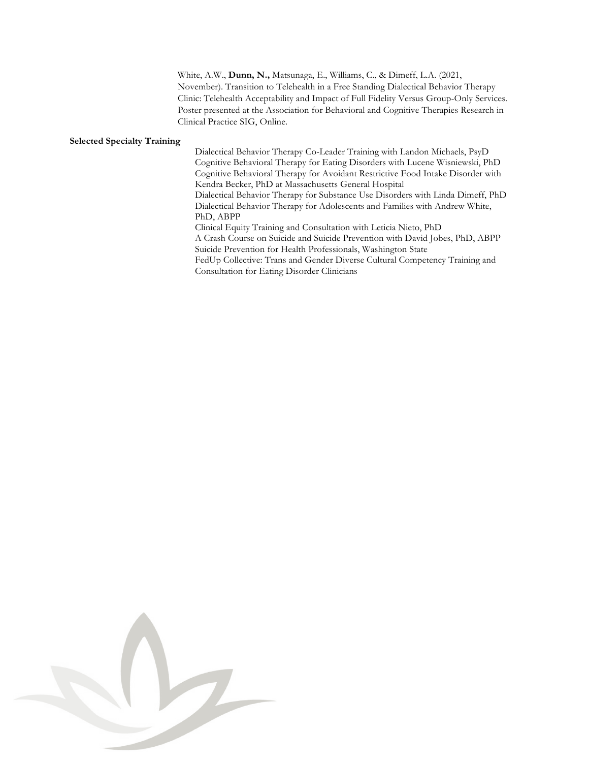White, A.W., **Dunn, N.,** Matsunaga, E., Williams, C., & Dimeff, L.A. (2021, November). Transition to Telehealth in a Free Standing Dialectical Behavior Therapy Clinic: Telehealth Acceptability and Impact of Full Fidelity Versus Group-Only Services. Poster presented at the Association for Behavioral and Cognitive Therapies Research in Clinical Practice SIG, Online.

**Selected Specialty Training**

Dialectical Behavior Therapy Co-Leader Training with Landon Michaels, PsyD
Cognitive Behavioral Therapy for Eating Disorders with Lucene Wisniewski, PhD
Cognitive Behavioral Therapy for Avoidant Restrictive Food Intake Disorder with Kendra Becker, PhD at Massachusetts General Hospital
Dialectical Behavior Therapy for Substance Use Disorders with Linda Dimeff, PhD
Dialectical Behavior Therapy for Adolescents and Families with Andrew White, PhD, ABPP
Clinical Equity Training and Consultation with Leticia Nieto, PhD
A Crash Course on Suicide and Suicide Prevention with David Jobes, PhD, ABPP
Suicide Prevention for Health Professionals, Washington State
FedUp Collective: Trans and Gender Diverse Cultural Competency Training and Consultation for Eating Disorder Clinicians